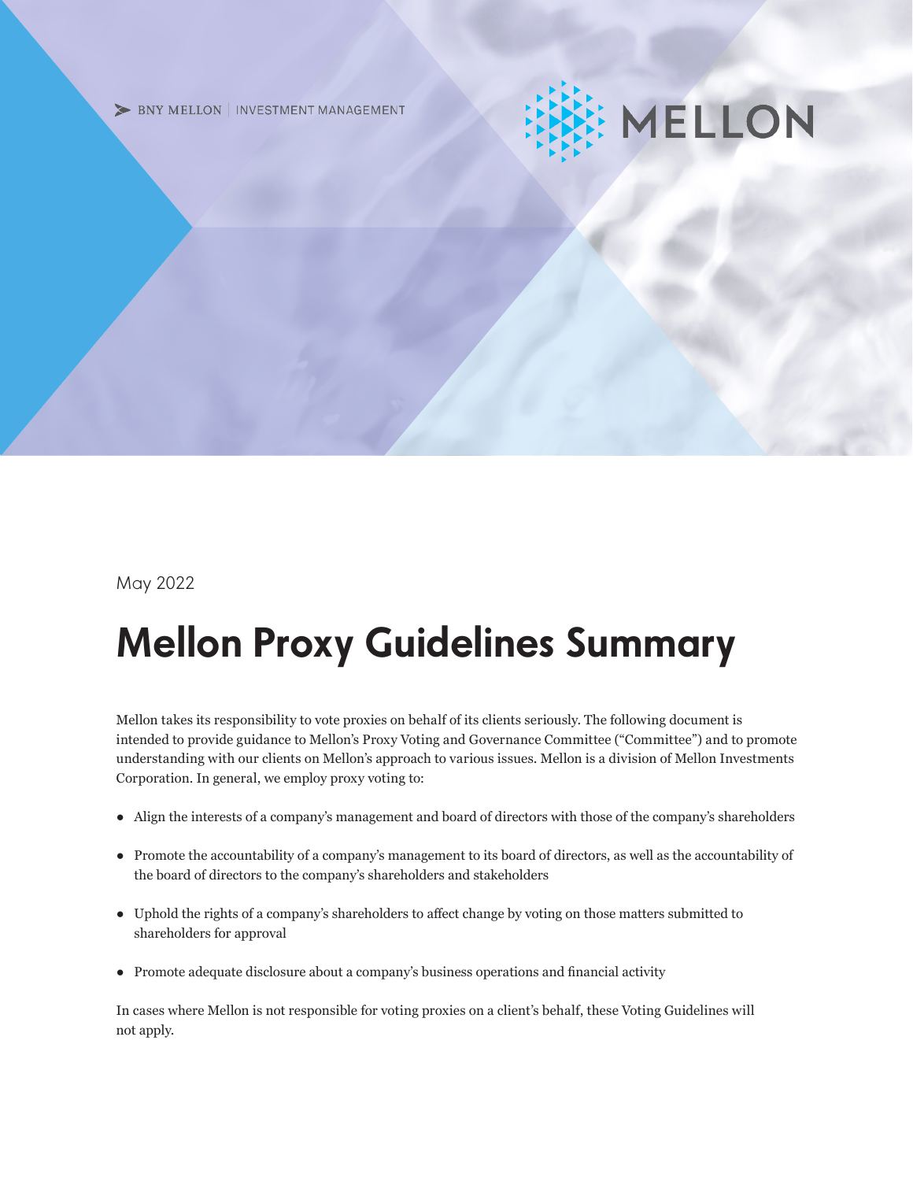BNY MELLON | INVESTMENT MANAGEMENT

MELLON

May 2022

# Mellon Proxy Guidelines Summary

Mellon takes its responsibility to vote proxies on behalf of its clients seriously. The following document is intended to provide guidance to Mellon's Proxy Voting and Governance Committee ("Committee") and to promote understanding with our clients on Mellon's approach to various issues. Mellon is a division of Mellon Investments Corporation. In general, we employ proxy voting to:

- Align the interests of a company's management and board of directors with those of the company's shareholders
- Promote the accountability of a company's management to its board of directors, as well as the accountability of the board of directors to the company's shareholders and stakeholders
- Uphold the rights of a company's shareholders to affect change by voting on those matters submitted to shareholders for approval
- Promote adequate disclosure about a company's business operations and financial activity

In cases where Mellon is not responsible for voting proxies on a client's behalf, these Voting Guidelines will not apply.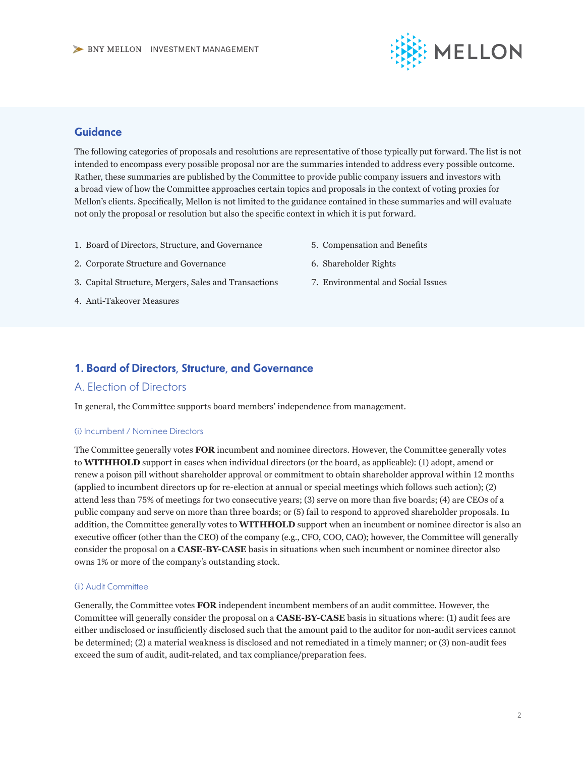## Guidance

The following categories of proposals and resolutions are representative of those typically put forward. The list is not intended to encompass every possible proposal nor are the summaries intended to address every possible outcome. Rather, these summaries are published by the Committee to provide public company issuers and investors with a broad view of how the Committee approaches certain topics and proposals in the context of voting proxies for Mellon's clients. Specifically, Mellon is not limited to the guidance contained in these summaries and will evaluate not only the proposal or resolution but also the specific context in which it is put forward.

1. Board of Directors, Structure, and Governance
2. Corporate Structure and Governance
3. Capital Structure, Mergers, Sales and Transactions
4. Anti-Takeover Measures
5. Compensation and Benefits
6. Shareholder Rights
7. Environmental and Social Issues

## 1. Board of Directors, Structure, and Governance

### A. Election of Directors

In general, the Committee supports board members' independence from management.

#### (i) Incumbent / Nominee Directors

The Committee generally votes **FOR** incumbent and nominee directors. However, the Committee generally votes to **WITHHOLD** support in cases when individual directors (or the board, as applicable): (1) adopt, amend or renew a poison pill without shareholder approval or commitment to obtain shareholder approval within 12 months (applied to incumbent directors up for re-election at annual or special meetings which follows such action); (2) attend less than 75% of meetings for two consecutive years; (3) serve on more than five boards; (4) are CEOs of a public company and serve on more than three boards; or (5) fail to respond to approved shareholder proposals. In addition, the Committee generally votes to **WITHHOLD** support when an incumbent or nominee director is also an executive officer (other than the CEO) of the company (e.g., CFO, COO, CAO); however, the Committee will generally consider the proposal on a **CASE-BY-CASE** basis in situations when such incumbent or nominee director also owns 1% or more of the company's outstanding stock.

#### (ii) Audit Committee

Generally, the Committee votes **FOR** independent incumbent members of an audit committee. However, the Committee will generally consider the proposal on a **CASE-BY-CASE** basis in situations where: (1) audit fees are either undisclosed or insufficiently disclosed such that the amount paid to the auditor for non-audit services cannot be determined; (2) a material weakness is disclosed and not remediated in a timely manner; or (3) non-audit fees exceed the sum of audit, audit-related, and tax compliance/preparation fees.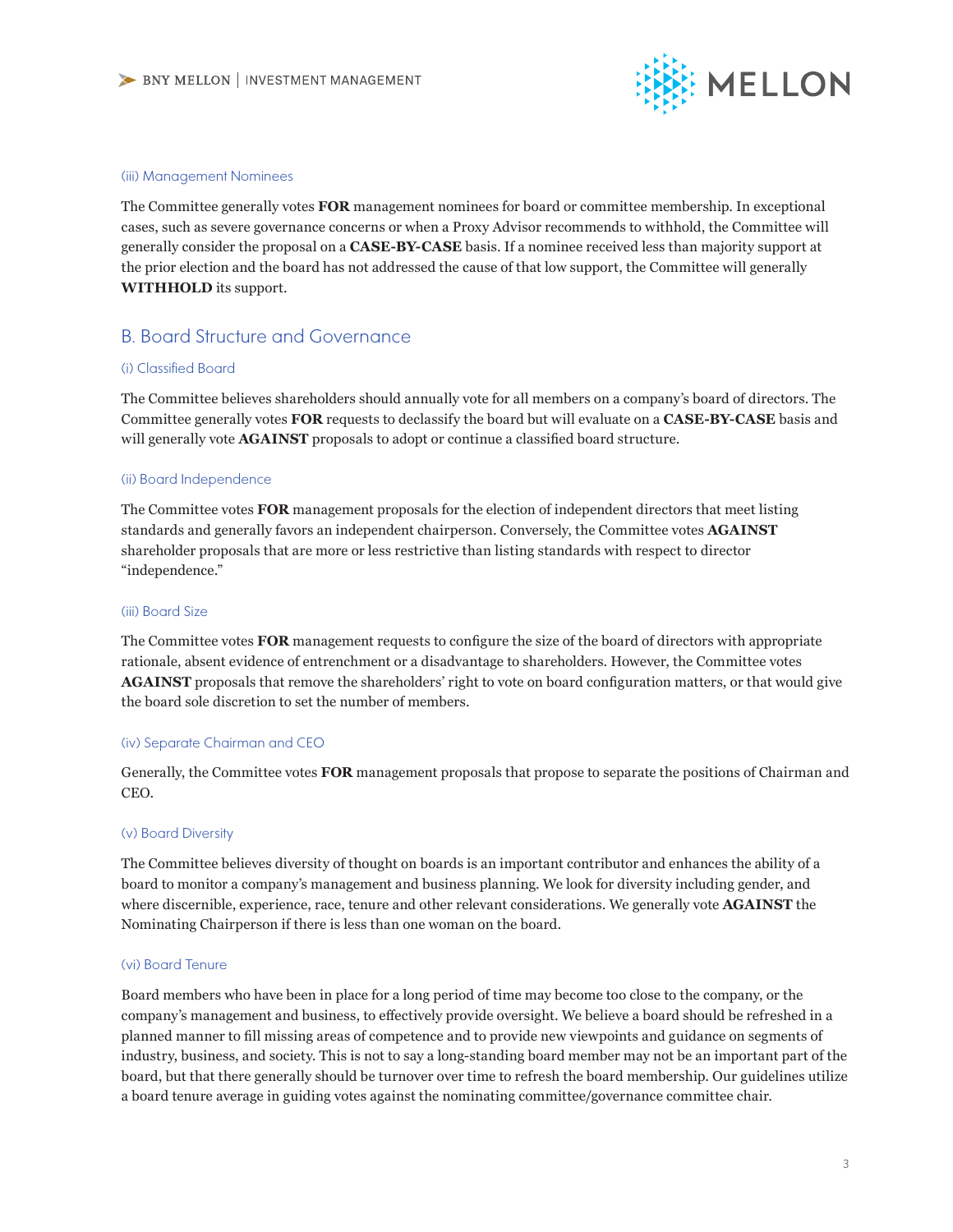#### (iii) Management Nominees

The Committee generally votes **FOR** management nominees for board or committee membership. In exceptional cases, such as severe governance concerns or when a Proxy Advisor recommends to withhold, the Committee will generally consider the proposal on a **CASE-BY-CASE** basis. If a nominee received less than majority support at the prior election and the board has not addressed the cause of that low support, the Committee will generally **WITHHOLD** its support.

### B. Board Structure and Governance

#### (i) Classified Board

The Committee believes shareholders should annually vote for all members on a company's board of directors. The Committee generally votes **FOR** requests to declassify the board but will evaluate on a **CASE-BY-CASE** basis and will generally vote **AGAINST** proposals to adopt or continue a classified board structure.

#### (ii) Board Independence

The Committee votes **FOR** management proposals for the election of independent directors that meet listing standards and generally favors an independent chairperson. Conversely, the Committee votes **AGAINST** shareholder proposals that are more or less restrictive than listing standards with respect to director "independence."

#### (iii) Board Size

The Committee votes **FOR** management requests to configure the size of the board of directors with appropriate rationale, absent evidence of entrenchment or a disadvantage to shareholders. However, the Committee votes **AGAINST** proposals that remove the shareholders' right to vote on board configuration matters, or that would give the board sole discretion to set the number of members.

#### (iv) Separate Chairman and CEO

Generally, the Committee votes **FOR** management proposals that propose to separate the positions of Chairman and CEO.

#### (v) Board Diversity

The Committee believes diversity of thought on boards is an important contributor and enhances the ability of a board to monitor a company's management and business planning. We look for diversity including gender, and where discernible, experience, race, tenure and other relevant considerations. We generally vote **AGAINST** the Nominating Chairperson if there is less than one woman on the board.

#### (vi) Board Tenure

Board members who have been in place for a long period of time may become too close to the company, or the company's management and business, to effectively provide oversight. We believe a board should be refreshed in a planned manner to fill missing areas of competence and to provide new viewpoints and guidance on segments of industry, business, and society. This is not to say a long-standing board member may not be an important part of the board, but that there generally should be turnover over time to refresh the board membership. Our guidelines utilize a board tenure average in guiding votes against the nominating committee/governance committee chair.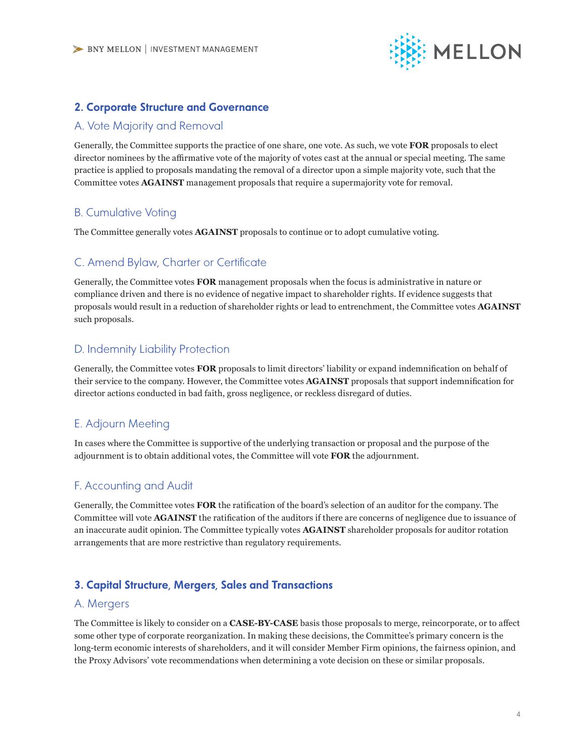## 2. Corporate Structure and Governance

### A. Vote Majority and Removal

Generally, the Committee supports the practice of one share, one vote. As such, we vote **FOR** proposals to elect director nominees by the affirmative vote of the majority of votes cast at the annual or special meeting. The same practice is applied to proposals mandating the removal of a director upon a simple majority vote, such that the Committee votes **AGAINST** management proposals that require a supermajority vote for removal.

### B. Cumulative Voting

The Committee generally votes **AGAINST** proposals to continue or to adopt cumulative voting.

### C. Amend Bylaw, Charter or Certificate

Generally, the Committee votes **FOR** management proposals when the focus is administrative in nature or compliance driven and there is no evidence of negative impact to shareholder rights. If evidence suggests that proposals would result in a reduction of shareholder rights or lead to entrenchment, the Committee votes **AGAINST** such proposals.

### D. Indemnity Liability Protection

Generally, the Committee votes **FOR** proposals to limit directors' liability or expand indemnification on behalf of their service to the company. However, the Committee votes **AGAINST** proposals that support indemnification for director actions conducted in bad faith, gross negligence, or reckless disregard of duties.

### E. Adjourn Meeting

In cases where the Committee is supportive of the underlying transaction or proposal and the purpose of the adjournment is to obtain additional votes, the Committee will vote **FOR** the adjournment.

### F. Accounting and Audit

Generally, the Committee votes **FOR** the ratification of the board's selection of an auditor for the company. The Committee will vote **AGAINST** the ratification of the auditors if there are concerns of negligence due to issuance of an inaccurate audit opinion. The Committee typically votes **AGAINST** shareholder proposals for auditor rotation arrangements that are more restrictive than regulatory requirements.

## 3. Capital Structure, Mergers, Sales and Transactions

### A. Mergers

The Committee is likely to consider on a **CASE-BY-CASE** basis those proposals to merge, reincorporate, or to affect some other type of corporate reorganization. In making these decisions, the Committee's primary concern is the long-term economic interests of shareholders, and it will consider Member Firm opinions, the fairness opinion, and the Proxy Advisors' vote recommendations when determining a vote decision on these or similar proposals.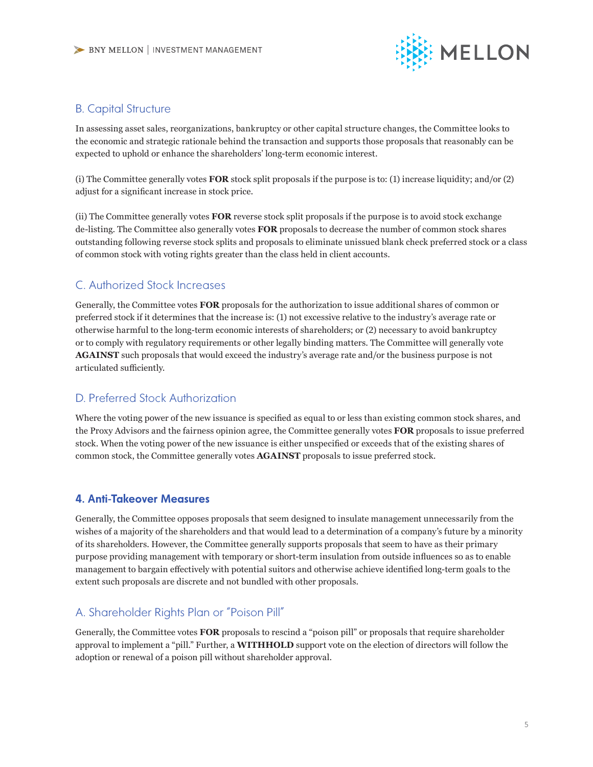### B. Capital Structure

In assessing asset sales, reorganizations, bankruptcy or other capital structure changes, the Committee looks to the economic and strategic rationale behind the transaction and supports those proposals that reasonably can be expected to uphold or enhance the shareholders' long-term economic interest.

(i) The Committee generally votes **FOR** stock split proposals if the purpose is to: (1) increase liquidity; and/or (2) adjust for a significant increase in stock price.

(ii) The Committee generally votes **FOR** reverse stock split proposals if the purpose is to avoid stock exchange de-listing. The Committee also generally votes **FOR** proposals to decrease the number of common stock shares outstanding following reverse stock splits and proposals to eliminate unissued blank check preferred stock or a class of common stock with voting rights greater than the class held in client accounts.

### C. Authorized Stock Increases

Generally, the Committee votes **FOR** proposals for the authorization to issue additional shares of common or preferred stock if it determines that the increase is: (1) not excessive relative to the industry's average rate or otherwise harmful to the long-term economic interests of shareholders; or (2) necessary to avoid bankruptcy or to comply with regulatory requirements or other legally binding matters. The Committee will generally vote **AGAINST** such proposals that would exceed the industry's average rate and/or the business purpose is not articulated sufficiently.

### D. Preferred Stock Authorization

Where the voting power of the new issuance is specified as equal to or less than existing common stock shares, and the Proxy Advisors and the fairness opinion agree, the Committee generally votes **FOR** proposals to issue preferred stock. When the voting power of the new issuance is either unspecified or exceeds that of the existing shares of common stock, the Committee generally votes **AGAINST** proposals to issue preferred stock.

## 4. Anti-Takeover Measures

Generally, the Committee opposes proposals that seem designed to insulate management unnecessarily from the wishes of a majority of the shareholders and that would lead to a determination of a company's future by a minority of its shareholders. However, the Committee generally supports proposals that seem to have as their primary purpose providing management with temporary or short-term insulation from outside influences so as to enable management to bargain effectively with potential suitors and otherwise achieve identified long-term goals to the extent such proposals are discrete and not bundled with other proposals.

### A. Shareholder Rights Plan or "Poison Pill"

Generally, the Committee votes **FOR** proposals to rescind a "poison pill" or proposals that require shareholder approval to implement a "pill." Further, a **WITHHOLD** support vote on the election of directors will follow the adoption or renewal of a poison pill without shareholder approval.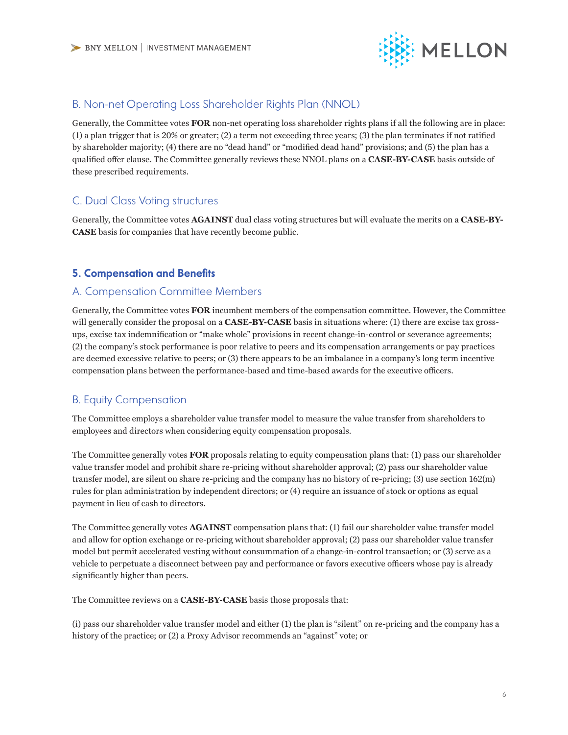### B. Non-net Operating Loss Shareholder Rights Plan (NNOL)

Generally, the Committee votes **FOR** non-net operating loss shareholder rights plans if all the following are in place: (1) a plan trigger that is 20% or greater; (2) a term not exceeding three years; (3) the plan terminates if not ratified by shareholder majority; (4) there are no "dead hand" or "modified dead hand" provisions; and (5) the plan has a qualified offer clause. The Committee generally reviews these NNOL plans on a **CASE-BY-CASE** basis outside of these prescribed requirements.

### C. Dual Class Voting structures

Generally, the Committee votes **AGAINST** dual class voting structures but will evaluate the merits on a **CASE-BY-CASE** basis for companies that have recently become public.

## 5. Compensation and Benefits

### A. Compensation Committee Members

Generally, the Committee votes **FOR** incumbent members of the compensation committee. However, the Committee will generally consider the proposal on a **CASE-BY-CASE** basis in situations where: (1) there are excise tax gross-ups, excise tax indemnification or "make whole" provisions in recent change-in-control or severance agreements; (2) the company's stock performance is poor relative to peers and its compensation arrangements or pay practices are deemed excessive relative to peers; or (3) there appears to be an imbalance in a company's long term incentive compensation plans between the performance-based and time-based awards for the executive officers.

### B. Equity Compensation

The Committee employs a shareholder value transfer model to measure the value transfer from shareholders to employees and directors when considering equity compensation proposals.

The Committee generally votes **FOR** proposals relating to equity compensation plans that: (1) pass our shareholder value transfer model and prohibit share re-pricing without shareholder approval; (2) pass our shareholder value transfer model, are silent on share re-pricing and the company has no history of re-pricing; (3) use section 162(m) rules for plan administration by independent directors; or (4) require an issuance of stock or options as equal payment in lieu of cash to directors.

The Committee generally votes **AGAINST** compensation plans that: (1) fail our shareholder value transfer model and allow for option exchange or re-pricing without shareholder approval; (2) pass our shareholder value transfer model but permit accelerated vesting without consummation of a change-in-control transaction; or (3) serve as a vehicle to perpetuate a disconnect between pay and performance or favors executive officers whose pay is already significantly higher than peers.

The Committee reviews on a **CASE-BY-CASE** basis those proposals that:

(i) pass our shareholder value transfer model and either (1) the plan is "silent" on re-pricing and the company has a history of the practice; or (2) a Proxy Advisor recommends an "against" vote; or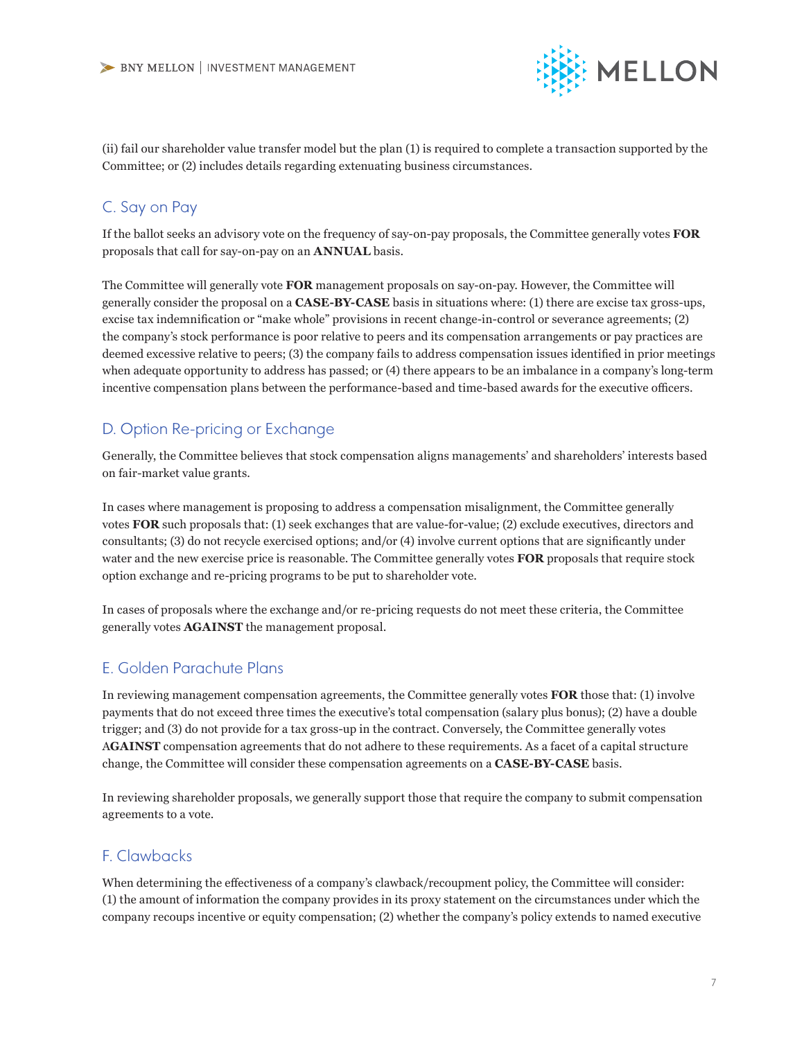(ii) fail our shareholder value transfer model but the plan (1) is required to complete a transaction supported by the Committee; or (2) includes details regarding extenuating business circumstances.

## C. Say on Pay

If the ballot seeks an advisory vote on the frequency of say-on-pay proposals, the Committee generally votes **FOR** proposals that call for say-on-pay on an **ANNUAL** basis.

The Committee will generally vote **FOR** management proposals on say-on-pay. However, the Committee will generally consider the proposal on a **CASE-BY-CASE** basis in situations where: (1) there are excise tax gross-ups, excise tax indemnification or "make whole" provisions in recent change-in-control or severance agreements; (2) the company's stock performance is poor relative to peers and its compensation arrangements or pay practices are deemed excessive relative to peers; (3) the company fails to address compensation issues identified in prior meetings when adequate opportunity to address has passed; or (4) there appears to be an imbalance in a company's long-term incentive compensation plans between the performance-based and time-based awards for the executive officers.

## D. Option Re-pricing or Exchange

Generally, the Committee believes that stock compensation aligns managements' and shareholders' interests based on fair-market value grants.

In cases where management is proposing to address a compensation misalignment, the Committee generally votes **FOR** such proposals that: (1) seek exchanges that are value-for-value; (2) exclude executives, directors and consultants; (3) do not recycle exercised options; and/or (4) involve current options that are significantly under water and the new exercise price is reasonable. The Committee generally votes **FOR** proposals that require stock option exchange and re-pricing programs to be put to shareholder vote.

In cases of proposals where the exchange and/or re-pricing requests do not meet these criteria, the Committee generally votes **AGAINST** the management proposal.

## E. Golden Parachute Plans

In reviewing management compensation agreements, the Committee generally votes **FOR** those that: (1) involve payments that do not exceed three times the executive's total compensation (salary plus bonus); (2) have a double trigger; and (3) do not provide for a tax gross-up in the contract. Conversely, the Committee generally votes **AGAINST** compensation agreements that do not adhere to these requirements. As a facet of a capital structure change, the Committee will consider these compensation agreements on a **CASE-BY-CASE** basis.

In reviewing shareholder proposals, we generally support those that require the company to submit compensation agreements to a vote.

## F. Clawbacks

When determining the effectiveness of a company's clawback/recoupment policy, the Committee will consider: (1) the amount of information the company provides in its proxy statement on the circumstances under which the company recoups incentive or equity compensation; (2) whether the company's policy extends to named executive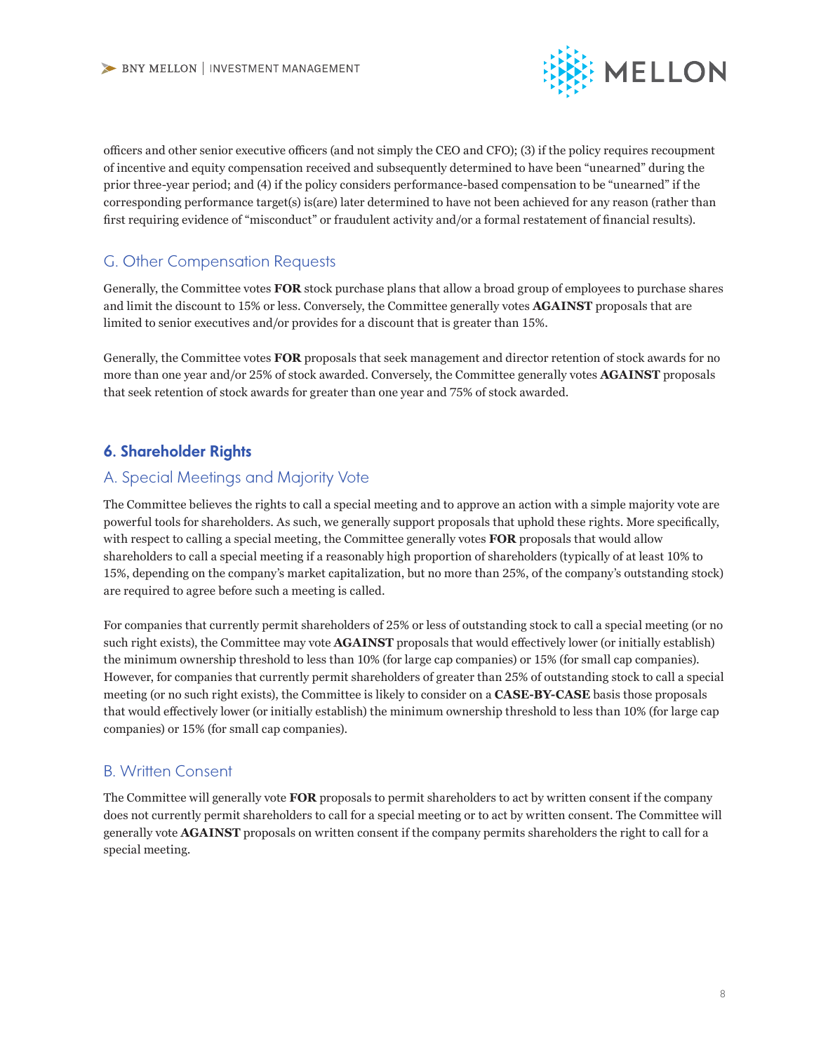officers and other senior executive officers (and not simply the CEO and CFO); (3) if the policy requires recoupment of incentive and equity compensation received and subsequently determined to have been "unearned" during the prior three-year period; and (4) if the policy considers performance-based compensation to be "unearned" if the corresponding performance target(s) is(are) later determined to have not been achieved for any reason (rather than first requiring evidence of "misconduct" or fraudulent activity and/or a formal restatement of financial results).

### G. Other Compensation Requests

Generally, the Committee votes **FOR** stock purchase plans that allow a broad group of employees to purchase shares and limit the discount to 15% or less. Conversely, the Committee generally votes **AGAINST** proposals that are limited to senior executives and/or provides for a discount that is greater than 15%.

Generally, the Committee votes **FOR** proposals that seek management and director retention of stock awards for no more than one year and/or 25% of stock awarded. Conversely, the Committee generally votes **AGAINST** proposals that seek retention of stock awards for greater than one year and 75% of stock awarded.

## 6. Shareholder Rights

### A. Special Meetings and Majority Vote

The Committee believes the rights to call a special meeting and to approve an action with a simple majority vote are powerful tools for shareholders. As such, we generally support proposals that uphold these rights. More specifically, with respect to calling a special meeting, the Committee generally votes **FOR** proposals that would allow shareholders to call a special meeting if a reasonably high proportion of shareholders (typically of at least 10% to 15%, depending on the company's market capitalization, but no more than 25%, of the company's outstanding stock) are required to agree before such a meeting is called.

For companies that currently permit shareholders of 25% or less of outstanding stock to call a special meeting (or no such right exists), the Committee may vote **AGAINST** proposals that would effectively lower (or initially establish) the minimum ownership threshold to less than 10% (for large cap companies) or 15% (for small cap companies). However, for companies that currently permit shareholders of greater than 25% of outstanding stock to call a special meeting (or no such right exists), the Committee is likely to consider on a **CASE-BY-CASE** basis those proposals that would effectively lower (or initially establish) the minimum ownership threshold to less than 10% (for large cap companies) or 15% (for small cap companies).

### B. Written Consent

The Committee will generally vote **FOR** proposals to permit shareholders to act by written consent if the company does not currently permit shareholders to call for a special meeting or to act by written consent. The Committee will generally vote **AGAINST** proposals on written consent if the company permits shareholders the right to call for a special meeting.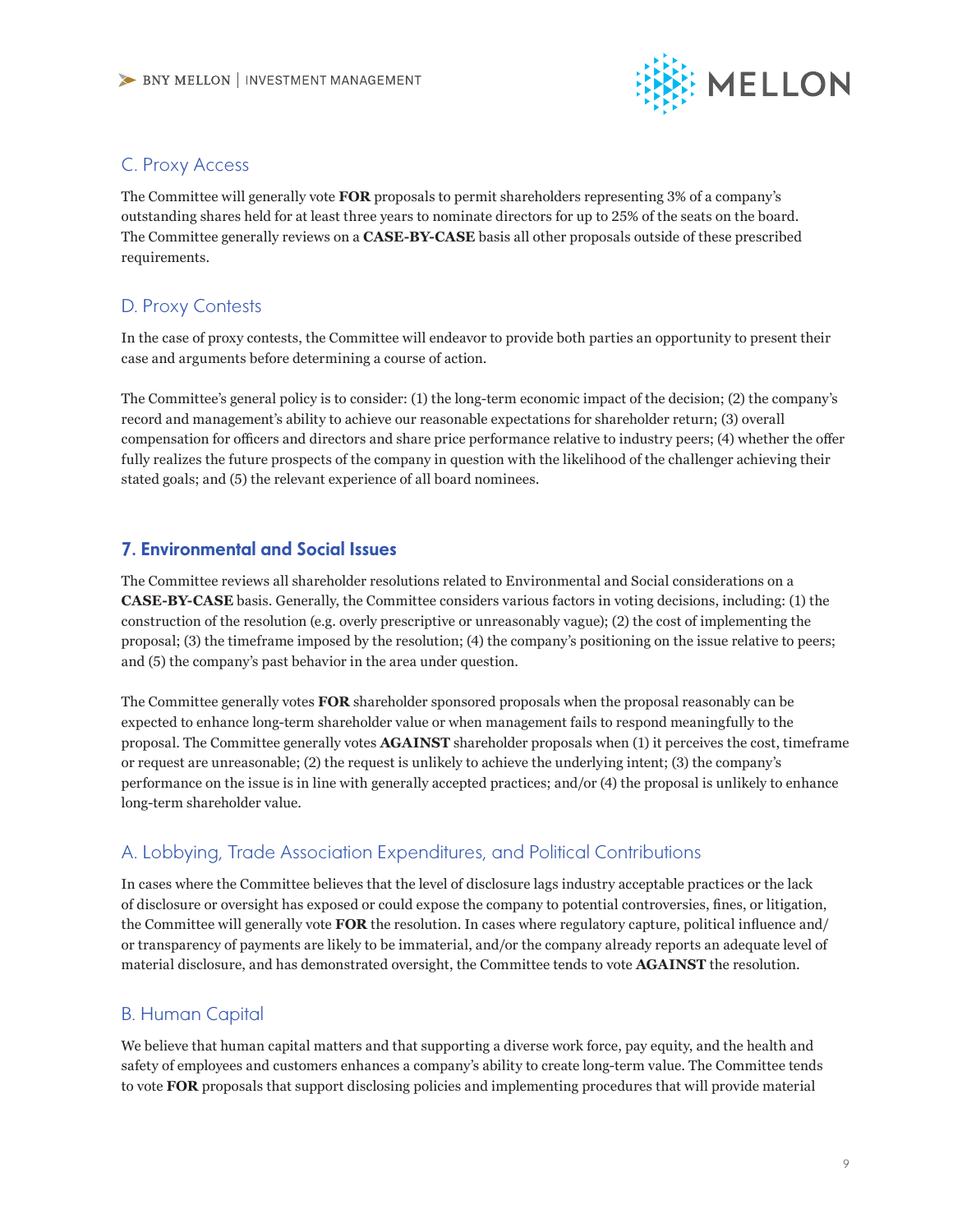## C. Proxy Access

The Committee will generally vote **FOR** proposals to permit shareholders representing 3% of a company's outstanding shares held for at least three years to nominate directors for up to 25% of the seats on the board. The Committee generally reviews on a **CASE-BY-CASE** basis all other proposals outside of these prescribed requirements.

## D. Proxy Contests

In the case of proxy contests, the Committee will endeavor to provide both parties an opportunity to present their case and arguments before determining a course of action.

The Committee's general policy is to consider: (1) the long-term economic impact of the decision; (2) the company's record and management's ability to achieve our reasonable expectations for shareholder return; (3) overall compensation for officers and directors and share price performance relative to industry peers; (4) whether the offer fully realizes the future prospects of the company in question with the likelihood of the challenger achieving their stated goals; and (5) the relevant experience of all board nominees.

# 7. Environmental and Social Issues

The Committee reviews all shareholder resolutions related to Environmental and Social considerations on a **CASE-BY-CASE** basis. Generally, the Committee considers various factors in voting decisions, including: (1) the construction of the resolution (e.g. overly prescriptive or unreasonably vague); (2) the cost of implementing the proposal; (3) the timeframe imposed by the resolution; (4) the company's positioning on the issue relative to peers; and (5) the company's past behavior in the area under question.

The Committee generally votes **FOR** shareholder sponsored proposals when the proposal reasonably can be expected to enhance long-term shareholder value or when management fails to respond meaningfully to the proposal. The Committee generally votes **AGAINST** shareholder proposals when (1) it perceives the cost, timeframe or request are unreasonable; (2) the request is unlikely to achieve the underlying intent; (3) the company's performance on the issue is in line with generally accepted practices; and/or (4) the proposal is unlikely to enhance long-term shareholder value.

## A. Lobbying, Trade Association Expenditures, and Political Contributions

In cases where the Committee believes that the level of disclosure lags industry acceptable practices or the lack of disclosure or oversight has exposed or could expose the company to potential controversies, fines, or litigation, the Committee will generally vote **FOR** the resolution. In cases where regulatory capture, political influence and/or transparency of payments are likely to be immaterial, and/or the company already reports an adequate level of material disclosure, and has demonstrated oversight, the Committee tends to vote **AGAINST** the resolution.

## B. Human Capital

We believe that human capital matters and that supporting a diverse work force, pay equity, and the health and safety of employees and customers enhances a company's ability to create long-term value. The Committee tends to vote **FOR** proposals that support disclosing policies and implementing procedures that will provide material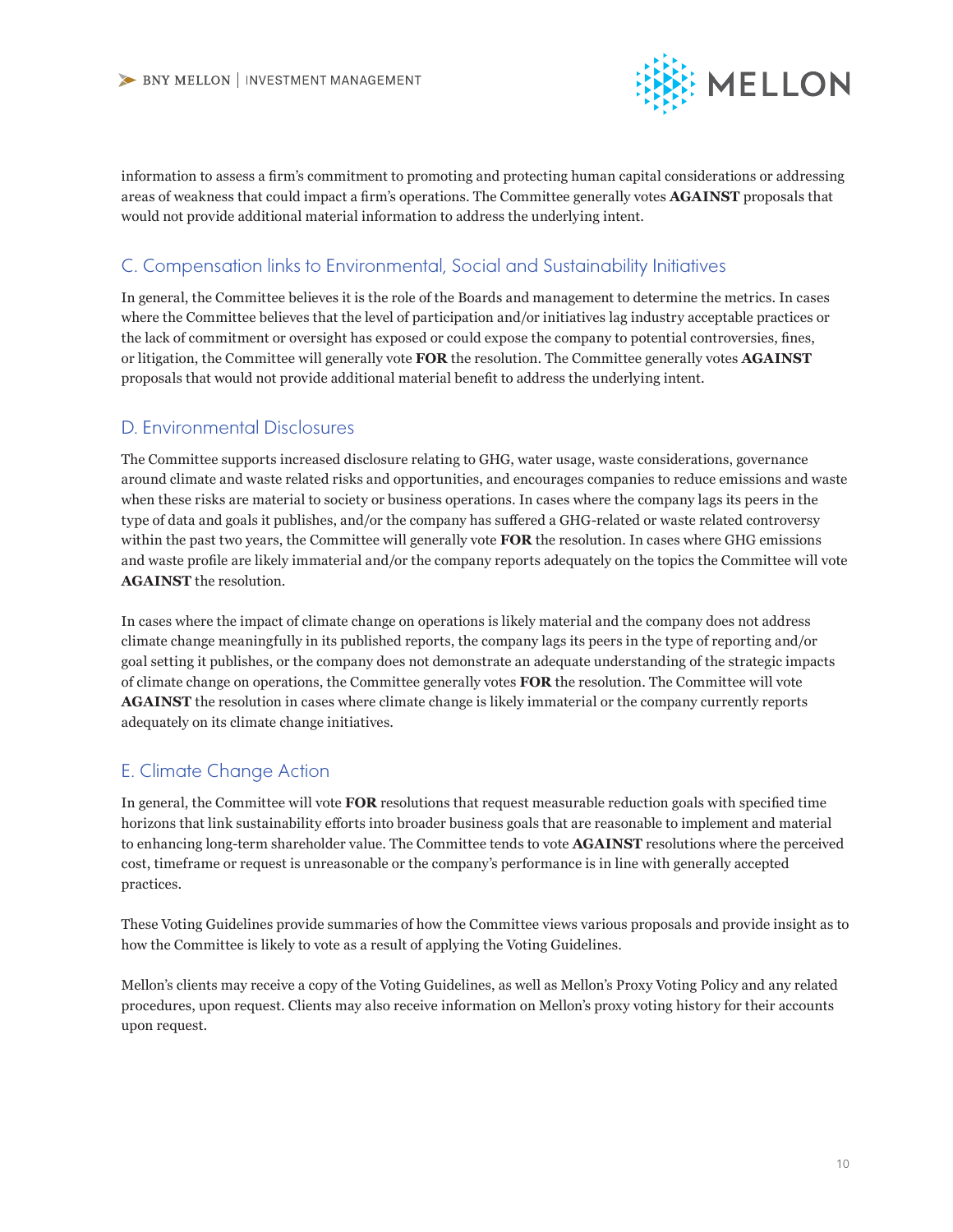information to assess a firm's commitment to promoting and protecting human capital considerations or addressing areas of weakness that could impact a firm's operations. The Committee generally votes **AGAINST** proposals that would not provide additional material information to address the underlying intent.

## C. Compensation links to Environmental, Social and Sustainability Initiatives

In general, the Committee believes it is the role of the Boards and management to determine the metrics. In cases where the Committee believes that the level of participation and/or initiatives lag industry acceptable practices or the lack of commitment or oversight has exposed or could expose the company to potential controversies, fines, or litigation, the Committee will generally vote **FOR** the resolution. The Committee generally votes **AGAINST** proposals that would not provide additional material benefit to address the underlying intent.

## D. Environmental Disclosures

The Committee supports increased disclosure relating to GHG, water usage, waste considerations, governance around climate and waste related risks and opportunities, and encourages companies to reduce emissions and waste when these risks are material to society or business operations. In cases where the company lags its peers in the type of data and goals it publishes, and/or the company has suffered a GHG-related or waste related controversy within the past two years, the Committee will generally vote **FOR** the resolution. In cases where GHG emissions and waste profile are likely immaterial and/or the company reports adequately on the topics the Committee will vote **AGAINST** the resolution.

In cases where the impact of climate change on operations is likely material and the company does not address climate change meaningfully in its published reports, the company lags its peers in the type of reporting and/or goal setting it publishes, or the company does not demonstrate an adequate understanding of the strategic impacts of climate change on operations, the Committee generally votes **FOR** the resolution. The Committee will vote **AGAINST** the resolution in cases where climate change is likely immaterial or the company currently reports adequately on its climate change initiatives.

## E. Climate Change Action

In general, the Committee will vote **FOR** resolutions that request measurable reduction goals with specified time horizons that link sustainability efforts into broader business goals that are reasonable to implement and material to enhancing long-term shareholder value. The Committee tends to vote **AGAINST** resolutions where the perceived cost, timeframe or request is unreasonable or the company's performance is in line with generally accepted practices.

These Voting Guidelines provide summaries of how the Committee views various proposals and provide insight as to how the Committee is likely to vote as a result of applying the Voting Guidelines.

Mellon's clients may receive a copy of the Voting Guidelines, as well as Mellon's Proxy Voting Policy and any related procedures, upon request. Clients may also receive information on Mellon's proxy voting history for their accounts upon request.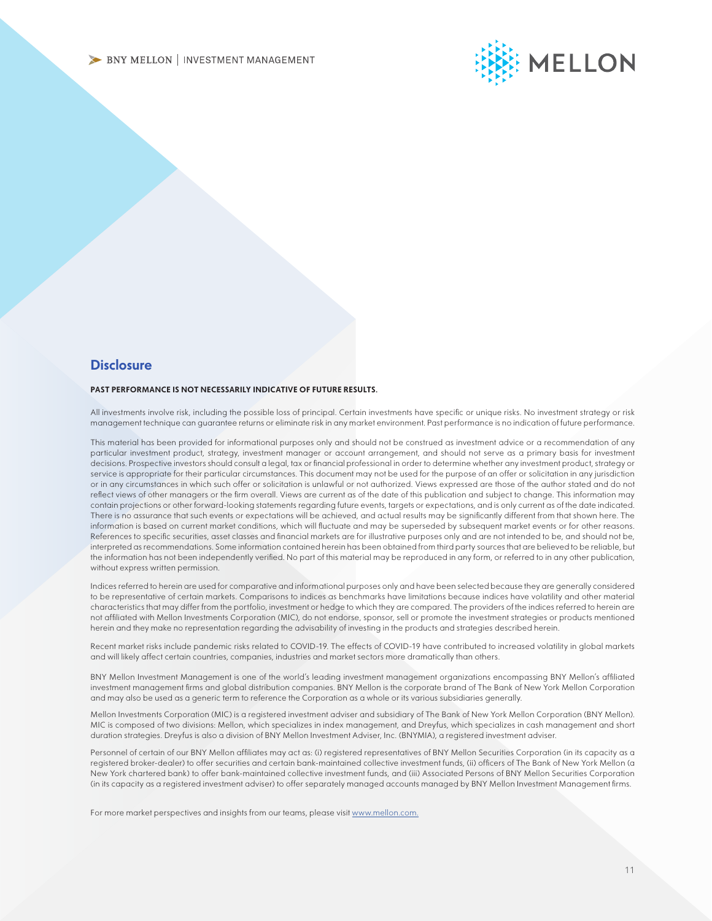## Disclosure

**PAST PERFORMANCE IS NOT NECESSARILY INDICATIVE OF FUTURE RESULTS.**

All investments involve risk, including the possible loss of principal. Certain investments have specific or unique risks. No investment strategy or risk management technique can guarantee returns or eliminate risk in any market environment. Past performance is no indication of future performance.

This material has been provided for informational purposes only and should not be construed as investment advice or a recommendation of any particular investment product, strategy, investment manager or account arrangement, and should not serve as a primary basis for investment decisions. Prospective investors should consult a legal, tax or financial professional in order to determine whether any investment product, strategy or service is appropriate for their particular circumstances. This document may not be used for the purpose of an offer or solicitation in any jurisdiction or in any circumstances in which such offer or solicitation is unlawful or not authorized. Views expressed are those of the author stated and do not reflect views of other managers or the firm overall. Views are current as of the date of this publication and subject to change. This information may contain projections or other forward-looking statements regarding future events, targets or expectations, and is only current as of the date indicated. There is no assurance that such events or expectations will be achieved, and actual results may be significantly different from that shown here. The information is based on current market conditions, which will fluctuate and may be superseded by subsequent market events or for other reasons. References to specific securities, asset classes and financial markets are for illustrative purposes only and are not intended to be, and should not be, interpreted as recommendations. Some information contained herein has been obtained from third party sources that are believed to be reliable, but the information has not been independently verified. No part of this material may be reproduced in any form, or referred to in any other publication, without express written permission.

Indices referred to herein are used for comparative and informational purposes only and have been selected because they are generally considered to be representative of certain markets. Comparisons to indices as benchmarks have limitations because indices have volatility and other material characteristics that may differ from the portfolio, investment or hedge to which they are compared. The providers of the indices referred to herein are not affiliated with Mellon Investments Corporation (MIC), do not endorse, sponsor, sell or promote the investment strategies or products mentioned herein and they make no representation regarding the advisability of investing in the products and strategies described herein.

Recent market risks include pandemic risks related to COVID-19. The effects of COVID-19 have contributed to increased volatility in global markets and will likely affect certain countries, companies, industries and market sectors more dramatically than others.

BNY Mellon Investment Management is one of the world's leading investment management organizations encompassing BNY Mellon's affiliated investment management firms and global distribution companies. BNY Mellon is the corporate brand of The Bank of New York Mellon Corporation and may also be used as a generic term to reference the Corporation as a whole or its various subsidiaries generally.

Mellon Investments Corporation (MIC) is a registered investment adviser and subsidiary of The Bank of New York Mellon Corporation (BNY Mellon). MIC is composed of two divisions: Mellon, which specializes in index management, and Dreyfus, which specializes in cash management and short duration strategies. Dreyfus is also a division of BNY Mellon Investment Adviser, Inc. (BNYMIA), a registered investment adviser.

Personnel of certain of our BNY Mellon affiliates may act as: (i) registered representatives of BNY Mellon Securities Corporation (in its capacity as a registered broker-dealer) to offer securities and certain bank-maintained collective investment funds, (ii) officers of The Bank of New York Mellon (a New York chartered bank) to offer bank-maintained collective investment funds, and (iii) Associated Persons of BNY Mellon Securities Corporation (in its capacity as a registered investment adviser) to offer separately managed accounts managed by BNY Mellon Investment Management firms.

For more market perspectives and insights from our teams, please visit www.mellon.com.